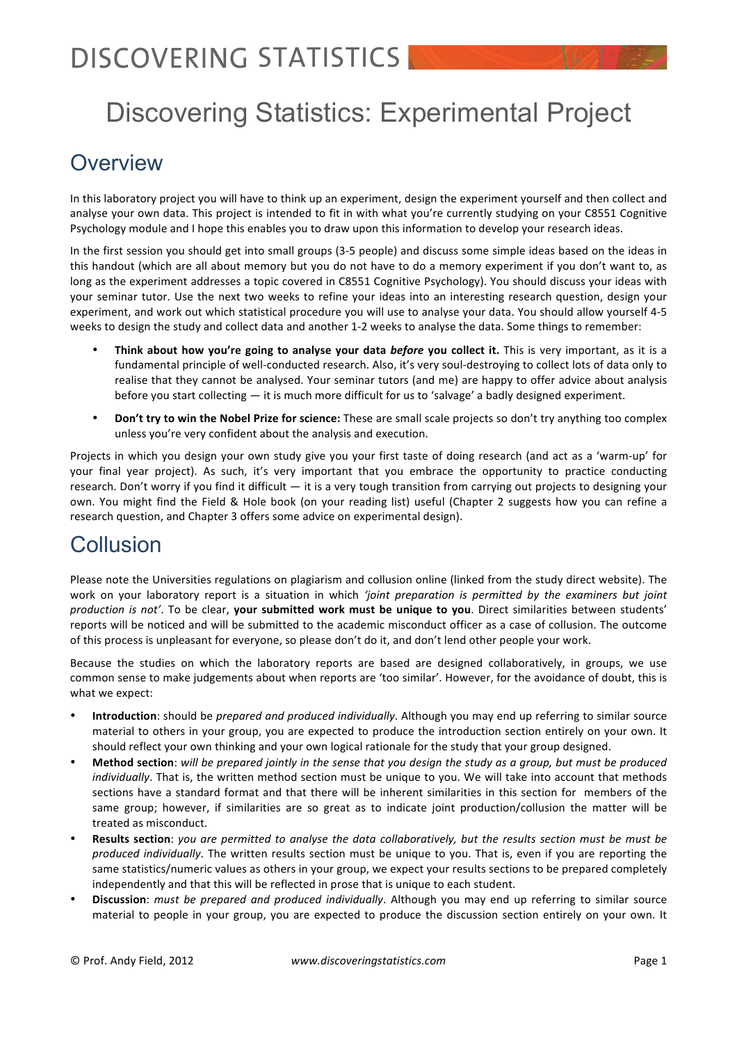// Discovering Statistics: Experimental Project

# Discovering Statistics: Experimental Project

## Overview

In this laboratory project you will have to think up an experiment, design the experiment yourself and then collect and analyse your own data. This project is intended to fit in with what you're currently studying on your C8551 Cognitive Psychology module and I hope this enables you to draw upon this information to develop your research ideas.

In the first session you should get into small groups (3-5 people) and discuss some simple ideas based on the ideas in this handout (which are all about memory but you do not have to do a memory experiment if you don't want to, as long as the experiment addresses a topic covered in C8551 Cognitive Psychology). You should discuss your ideas with your seminar tutor. Use the next two weeks to refine your ideas into an interesting research question, design your experiment, and work out which statistical procedure you will use to analyse your data. You should allow yourself 4-5 weeks to design the study and collect data and another 1-2 weeks to analyse the data. Some things to remember:

- **Think about how you're going to analyse your data *before* you collect it.** This is very important, as it is a fundamental principle of well-conducted research. Also, it's very soul-destroying to collect lots of data only to realise that they cannot be analysed. Your seminar tutors (and me) are happy to offer advice about analysis before you start collecting — it is much more difficult for us to 'salvage' a badly designed experiment.
- **Don't try to win the Nobel Prize for science:** These are small scale projects so don't try anything too complex unless you're very confident about the analysis and execution.

Projects in which you design your own study give you your first taste of doing research (and act as a 'warm-up' for your final year project). As such, it's very important that you embrace the opportunity to practice conducting research. Don't worry if you find it difficult — it is a very tough transition from carrying out projects to designing your own. You might find the Field & Hole book (on your reading list) useful (Chapter 2 suggests how you can refine a research question, and Chapter 3 offers some advice on experimental design).

## Collusion

Please note the Universities regulations on plagiarism and collusion online (linked from the study direct website). The work on your laboratory report is a situation in which *'joint preparation is permitted by the examiners but joint production is not'*. To be clear, **your submitted work must be unique to you**. Direct similarities between students' reports will be noticed and will be submitted to the academic misconduct officer as a case of collusion. The outcome of this process is unpleasant for everyone, so please don't do it, and don't lend other people your work.

Because the studies on which the laboratory reports are based are designed collaboratively, in groups, we use common sense to make judgements about when reports are 'too similar'. However, for the avoidance of doubt, this is what we expect:

- **Introduction**: should be *prepared and produced individually*. Although you may end up referring to similar source material to others in your group, you are expected to produce the introduction section entirely on your own. It should reflect your own thinking and your own logical rationale for the study that your group designed.
- **Method section**: *will be prepared jointly in the sense that you design the study as a group, but must be produced individually*. That is, the written method section must be unique to you. We will take into account that methods sections have a standard format and that there will be inherent similarities in this section for members of the same group; however, if similarities are so great as to indicate joint production/collusion the matter will be treated as misconduct.
- **Results section**: *you are permitted to analyse the data collaboratively, but the results section must be must be produced individually*. The written results section must be unique to you. That is, even if you are reporting the same statistics/numeric values as others in your group, we expect your results sections to be prepared completely independently and that this will be reflected in prose that is unique to each student.
- **Discussion**: *must be prepared and produced individually*. Although you may end up referring to similar source material to people in your group, you are expected to produce the discussion section entirely on your own. It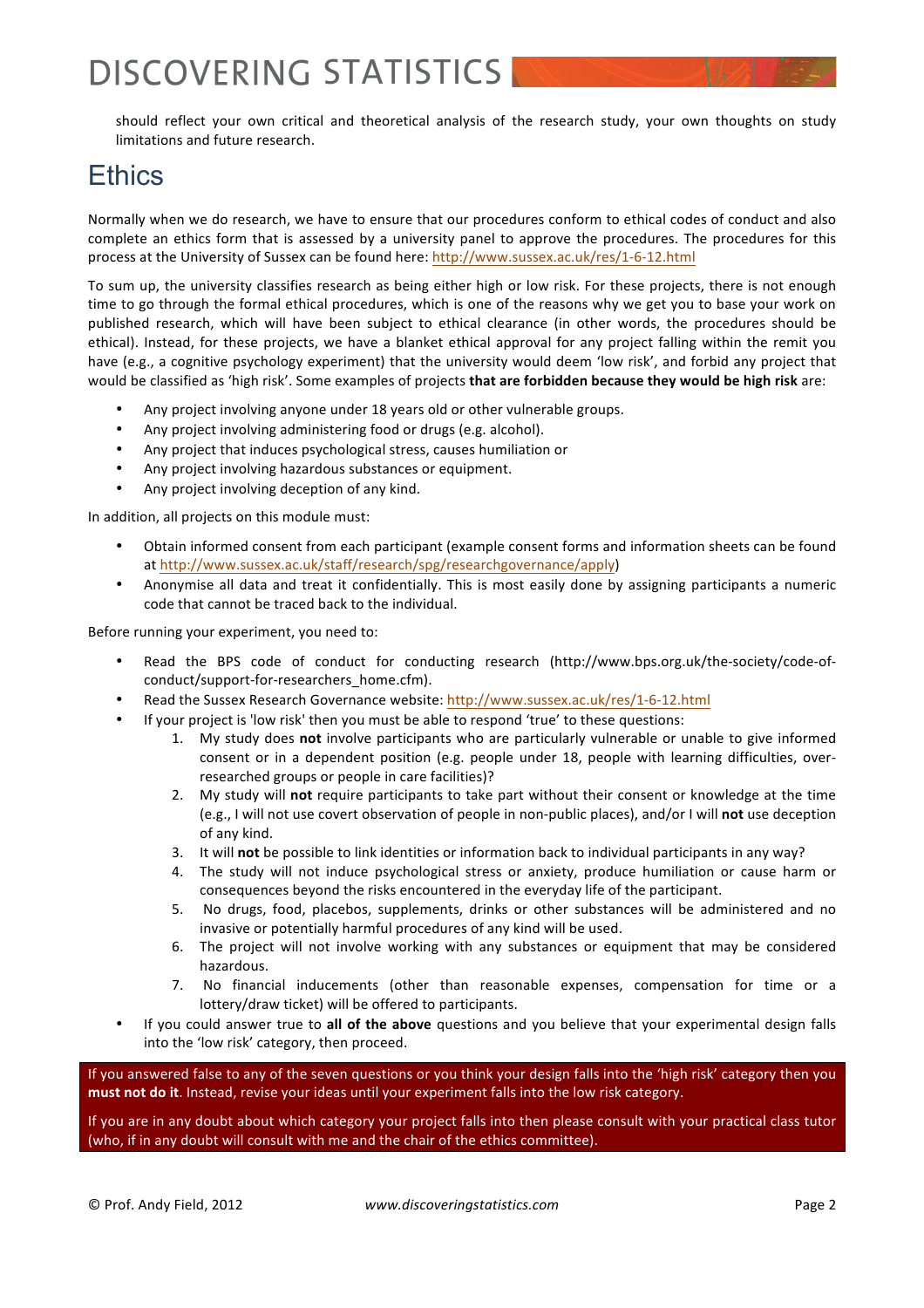should reflect your own critical and theoretical analysis of the research study, your own thoughts on study limitations and future research.

# Ethics

Normally when we do research, we have to ensure that our procedures conform to ethical codes of conduct and also complete an ethics form that is assessed by a university panel to approve the procedures. The procedures for this process at the University of Sussex can be found here: http://www.sussex.ac.uk/res/1-6-12.html

To sum up, the university classifies research as being either high or low risk. For these projects, there is not enough time to go through the formal ethical procedures, which is one of the reasons why we get you to base your work on published research, which will have been subject to ethical clearance (in other words, the procedures should be ethical). Instead, for these projects, we have a blanket ethical approval for any project falling within the remit you have (e.g., a cognitive psychology experiment) that the university would deem 'low risk', and forbid any project that would be classified as 'high risk'. Some examples of projects **that are forbidden because they would be high risk** are:

- Any project involving anyone under 18 years old or other vulnerable groups.
- Any project involving administering food or drugs (e.g. alcohol).
- Any project that induces psychological stress, causes humiliation or
- Any project involving hazardous substances or equipment.
- Any project involving deception of any kind.

In addition, all projects on this module must:

- Obtain informed consent from each participant (example consent forms and information sheets can be found at http://www.sussex.ac.uk/staff/research/spg/researchgovernance/apply)
- Anonymise all data and treat it confidentially. This is most easily done by assigning participants a numeric code that cannot be traced back to the individual.

Before running your experiment, you need to:

- Read the BPS code of conduct for conducting research (http://www.bps.org.uk/the-society/code-of-conduct/support-for-researchers_home.cfm).
- Read the Sussex Research Governance website: http://www.sussex.ac.uk/res/1-6-12.html
- If your project is 'low risk' then you must be able to respond 'true' to these questions:
    1. My study does **not** involve participants who are particularly vulnerable or unable to give informed consent or in a dependent position (e.g. people under 18, people with learning difficulties, over-researched groups or people in care facilities)?
    2. My study will **not** require participants to take part without their consent or knowledge at the time (e.g., I will not use covert observation of people in non-public places), and/or I will **not** use deception of any kind.
    3. It will **not** be possible to link identities or information back to individual participants in any way?
    4. The study will not induce psychological stress or anxiety, produce humiliation or cause harm or consequences beyond the risks encountered in the everyday life of the participant.
    5. No drugs, food, placebos, supplements, drinks or other substances will be administered and no invasive or potentially harmful procedures of any kind will be used.
    6. The project will not involve working with any substances or equipment that may be considered hazardous.
    7. No financial inducements (other than reasonable expenses, compensation for time or a lottery/draw ticket) will be offered to participants.
- If you could answer true to **all of the above** questions and you believe that your experimental design falls into the 'low risk' category, then proceed.

If you answered false to any of the seven questions or you think your design falls into the 'high risk' category then you **must not do it**. Instead, revise your ideas until your experiment falls into the low risk category.

If you are in any doubt about which category your project falls into then please consult with your practical class tutor (who, if in any doubt will consult with me and the chair of the ethics committee).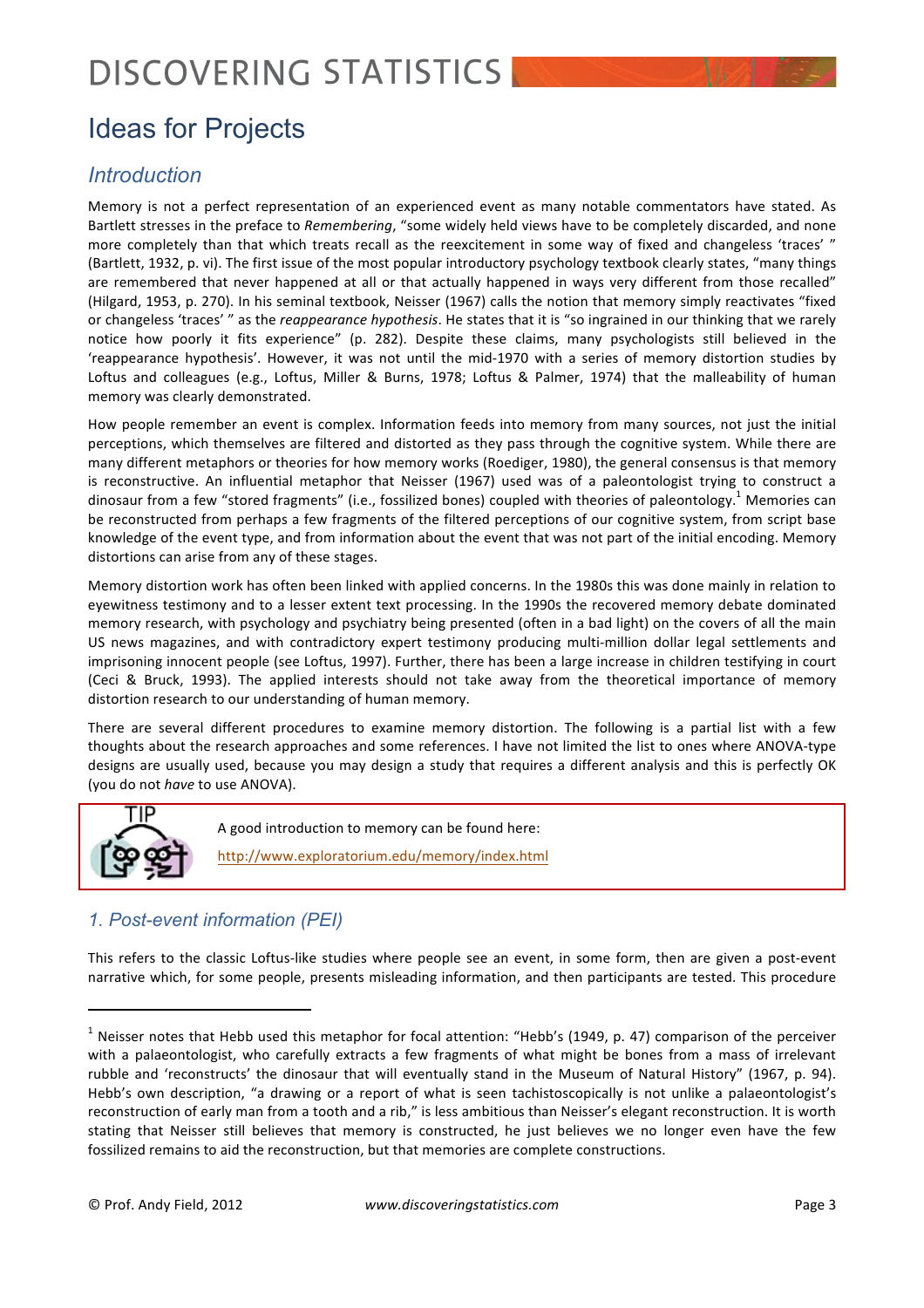## Ideas for Projects

### Introduction

Memory is not a perfect representation of an experienced event as many notable commentators have stated. As Bartlett stresses in the preface to *Remembering*, "some widely held views have to be completely discarded, and none more completely than that which treats recall as the reexcitement in some way of fixed and changeless 'traces' " (Bartlett, 1932, p. vi). The first issue of the most popular introductory psychology textbook clearly states, "many things are remembered that never happened at all or that actually happened in ways very different from those recalled" (Hilgard, 1953, p. 270). In his seminal textbook, Neisser (1967) calls the notion that memory simply reactivates "fixed or changeless 'traces' " as the *reappearance hypothesis*. He states that it is "so ingrained in our thinking that we rarely notice how poorly it fits experience" (p. 282). Despite these claims, many psychologists still believed in the 'reappearance hypothesis'. However, it was not until the mid-1970 with a series of memory distortion studies by Loftus and colleagues (e.g., Loftus, Miller & Burns, 1978; Loftus & Palmer, 1974) that the malleability of human memory was clearly demonstrated.

How people remember an event is complex. Information feeds into memory from many sources, not just the initial perceptions, which themselves are filtered and distorted as they pass through the cognitive system. While there are many different metaphors or theories for how memory works (Roediger, 1980), the general consensus is that memory is reconstructive. An influential metaphor that Neisser (1967) used was of a paleontologist trying to construct a dinosaur from a few "stored fragments" (i.e., fossilized bones) coupled with theories of paleontology.[1] Memories can be reconstructed from perhaps a few fragments of the filtered perceptions of our cognitive system, from script base knowledge of the event type, and from information about the event that was not part of the initial encoding. Memory distortions can arise from any of these stages.

Memory distortion work has often been linked with applied concerns. In the 1980s this was done mainly in relation to eyewitness testimony and to a lesser extent text processing. In the 1990s the recovered memory debate dominated memory research, with psychology and psychiatry being presented (often in a bad light) on the covers of all the main US news magazines, and with contradictory expert testimony producing multi-million dollar legal settlements and imprisoning innocent people (see Loftus, 1997). Further, there has been a large increase in children testifying in court (Ceci & Bruck, 1993). The applied interests should not take away from the theoretical importance of memory distortion research to our understanding of human memory.

There are several different procedures to examine memory distortion. The following is a partial list with a few thoughts about the research approaches and some references. I have not limited the list to ones where ANOVA-type designs are usually used, because you may design a study that requires a different analysis and this is perfectly OK (you do not *have* to use ANOVA).

> **TIP**
>
> A good introduction to memory can be found here:
>
> http://www.exploratorium.edu/memory/index.html

### 1. Post-event information (PEI)

This refers to the classic Loftus-like studies where people see an event, in some form, then are given a post-event narrative which, for some people, presents misleading information, and then participants are tested. This procedure

---

[1] Neisser notes that Hebb used this metaphor for focal attention: "Hebb's (1949, p. 47) comparison of the perceiver with a palaeontologist, who carefully extracts a few fragments of what might be bones from a mass of irrelevant rubble and 'reconstructs' the dinosaur that will eventually stand in the Museum of Natural History" (1967, p. 94). Hebb's own description, "a drawing or a report of what is seen tachistoscopically is not unlike a palaeontologist's reconstruction of early man from a tooth and a rib," is less ambitious than Neisser's elegant reconstruction. It is worth stating that Neisser still believes that memory is constructed, he just believes we no longer even have the few fossilized remains to aid the reconstruction, but that memories are complete constructions.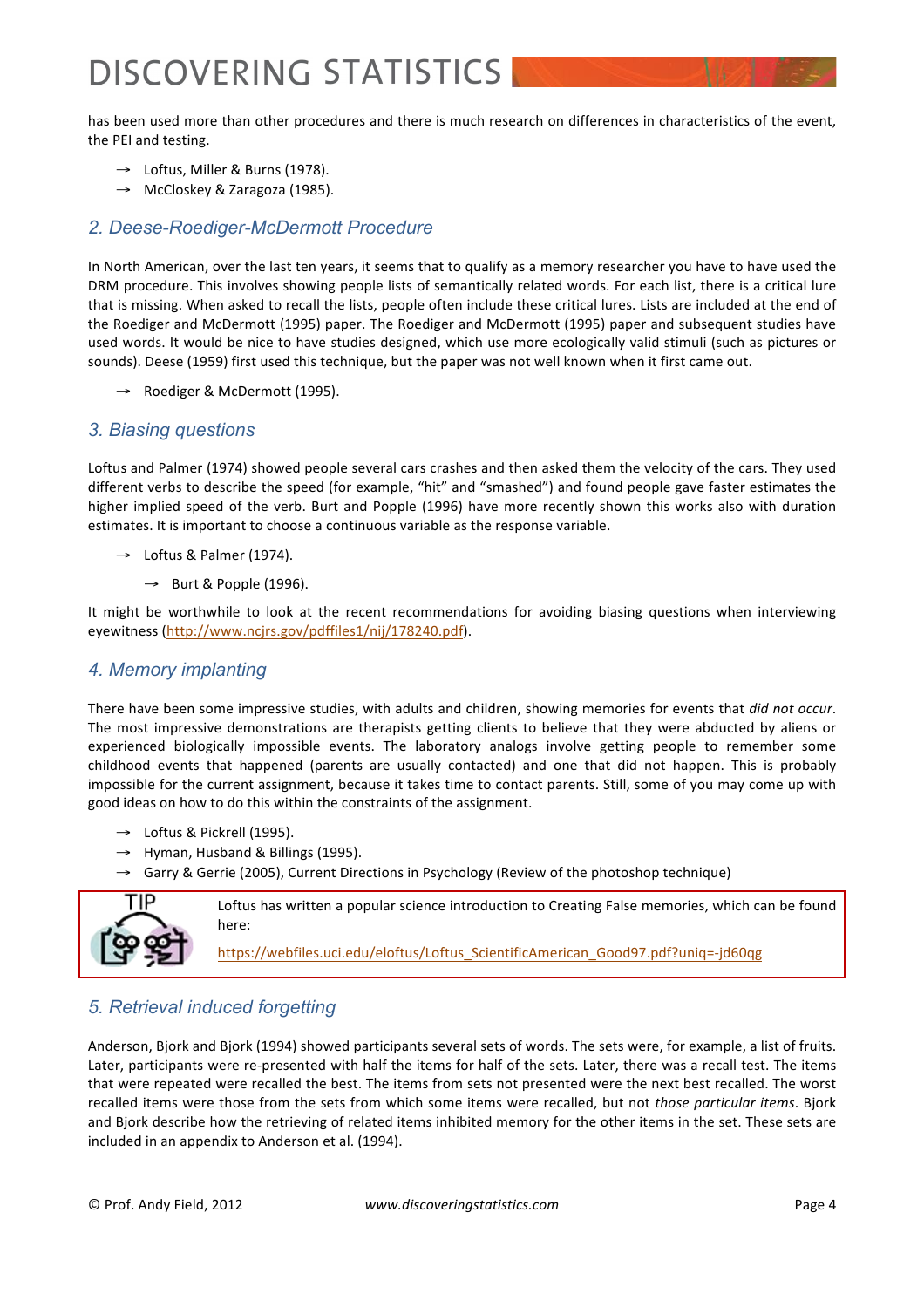has been used more than other procedures and there is much research on differences in characteristics of the event, the PEI and testing.

→ Loftus, Miller & Burns (1978).
→ McCloskey & Zaragoza (1985).

## 2. Deese-Roediger-McDermott Procedure

In North American, over the last ten years, it seems that to qualify as a memory researcher you have to have used the DRM procedure. This involves showing people lists of semantically related words. For each list, there is a critical lure that is missing. When asked to recall the lists, people often include these critical lures. Lists are included at the end of the Roediger and McDermott (1995) paper. The Roediger and McDermott (1995) paper and subsequent studies have used words. It would be nice to have studies designed, which use more ecologically valid stimuli (such as pictures or sounds). Deese (1959) first used this technique, but the paper was not well known when it first came out.

→ Roediger & McDermott (1995).

## 3. Biasing questions

Loftus and Palmer (1974) showed people several cars crashes and then asked them the velocity of the cars. They used different verbs to describe the speed (for example, "hit" and "smashed") and found people gave faster estimates the higher implied speed of the verb. Burt and Popple (1996) have more recently shown this works also with duration estimates. It is important to choose a continuous variable as the response variable.

→ Loftus & Palmer (1974).
  → Burt & Popple (1996).

It might be worthwhile to look at the recent recommendations for avoiding biasing questions when interviewing eyewitness (http://www.ncjrs.gov/pdffiles1/nij/178240.pdf).

## 4. Memory implanting

There have been some impressive studies, with adults and children, showing memories for events that *did not occur*. The most impressive demonstrations are therapists getting clients to believe that they were abducted by aliens or experienced biologically impossible events. The laboratory analogs involve getting people to remember some childhood events that happened (parents are usually contacted) and one that did not happen. This is probably impossible for the current assignment, because it takes time to contact parents. Still, some of you may come up with good ideas on how to do this within the constraints of the assignment.

→ Loftus & Pickrell (1995).
→ Hyman, Husband & Billings (1995).
→ Garry & Gerrie (2005), Current Directions in Psychology (Review of the photoshop technique)

> **TIP**
> Loftus has written a popular science introduction to Creating False memories, which can be found here:
> https://webfiles.uci.edu/eloftus/Loftus_ScientificAmerican_Good97.pdf?uniq=-jd60qg

## 5. Retrieval induced forgetting

Anderson, Bjork and Bjork (1994) showed participants several sets of words. The sets were, for example, a list of fruits. Later, participants were re-presented with half the items for half of the sets. Later, there was a recall test. The items that were repeated were recalled the best. The items from sets not presented were the next best recalled. The worst recalled items were those from the sets from which some items were recalled, but not *those particular items*. Bjork and Bjork describe how the retrieving of related items inhibited memory for the other items in the set. These sets are included in an appendix to Anderson et al. (1994).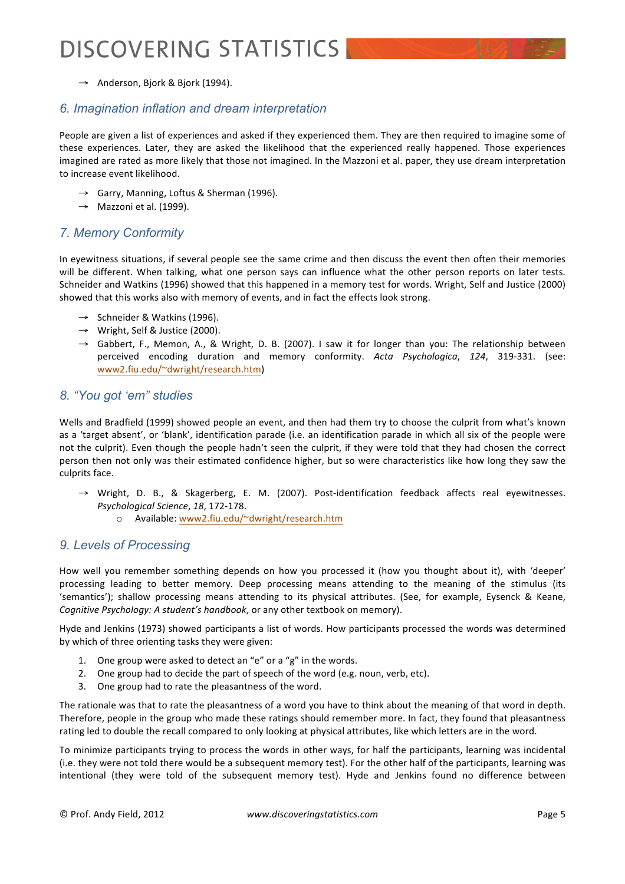→ Anderson, Bjork & Bjork (1994).

## 6. Imagination inflation and dream interpretation

People are given a list of experiences and asked if they experienced them. They are then required to imagine some of these experiences. Later, they are asked the likelihood that the experienced really happened. Those experiences imagined are rated as more likely that those not imagined. In the Mazzoni et al. paper, they use dream interpretation to increase event likelihood.

→ Garry, Manning, Loftus & Sherman (1996).
→ Mazzoni et al. (1999).

## 7. Memory Conformity

In eyewitness situations, if several people see the same crime and then discuss the event then often their memories will be different. When talking, what one person says can influence what the other person reports on later tests. Schneider and Watkins (1996) showed that this happened in a memory test for words. Wright, Self and Justice (2000) showed that this works also with memory of events, and in fact the effects look strong.

→ Schneider & Watkins (1996).
→ Wright, Self & Justice (2000).
→ Gabbert, F., Memon, A., & Wright, D. B. (2007). I saw it for longer than you: The relationship between perceived encoding duration and memory conformity. *Acta Psychologica*, *124*, 319-331. (see: www2.fiu.edu/~dwright/research.htm)

## 8. "You got 'em" studies

Wells and Bradfield (1999) showed people an event, and then had them try to choose the culprit from what's known as a 'target absent', or 'blank', identification parade (i.e. an identification parade in which all six of the people were not the culprit). Even though the people hadn't seen the culprit, if they were told that they had chosen the correct person then not only was their estimated confidence higher, but so were characteristics like how long they saw the culprits face.

→ Wright, D. B., & Skagerberg, E. M. (2007). Post-identification feedback affects real eyewitnesses. *Psychological Science*, *18*, 172-178.
   - Available: www2.fiu.edu/~dwright/research.htm

## 9. Levels of Processing

How well you remember something depends on how you processed it (how you thought about it), with 'deeper' processing leading to better memory. Deep processing means attending to the meaning of the stimulus (its 'semantics'); shallow processing means attending to its physical attributes. (See, for example, Eysenck & Keane, *Cognitive Psychology: A student's handbook*, or any other textbook on memory).

Hyde and Jenkins (1973) showed participants a list of words. How participants processed the words was determined by which of three orienting tasks they were given:

1. One group were asked to detect an "e" or a "g" in the words.
2. One group had to decide the part of speech of the word (e.g. noun, verb, etc).
3. One group had to rate the pleasantness of the word.

The rationale was that to rate the pleasantness of a word you have to think about the meaning of that word in depth. Therefore, people in the group who made these ratings should remember more. In fact, they found that pleasantness rating led to double the recall compared to only looking at physical attributes, like which letters are in the word.

To minimize participants trying to process the words in other ways, for half the participants, learning was incidental (i.e. they were not told there would be a subsequent memory test). For the other half of the participants, learning was intentional (they were told of the subsequent memory test). Hyde and Jenkins found no difference between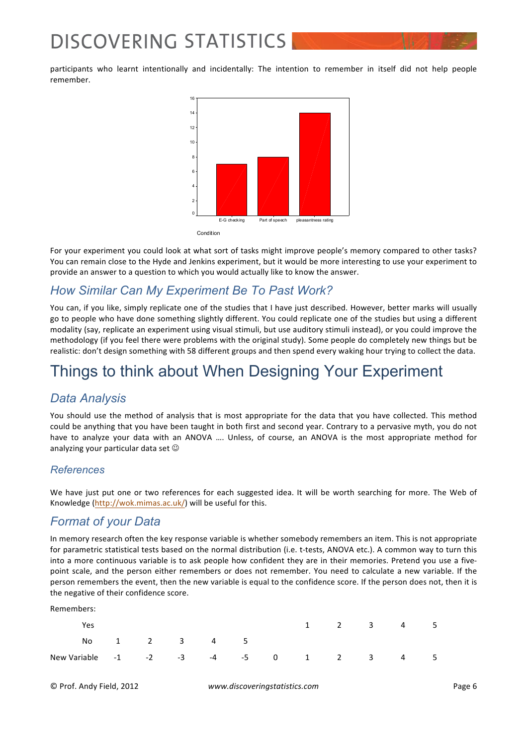participants who learnt intentionally and incidentally: The intention to remember in itself did not help people remember.

For your experiment you could look at what sort of tasks might improve people's memory compared to other tasks? You can remain close to the Hyde and Jenkins experiment, but it would be more interesting to use your experiment to provide an answer to a question to which you would actually like to know the answer.

## How Similar Can My Experiment Be To Past Work?

You can, if you like, simply replicate one of the studies that I have just described. However, better marks will usually go to people who have done something slightly different. You could replicate one of the studies but using a different modality (say, replicate an experiment using visual stimuli, but use auditory stimuli instead), or you could improve the methodology (if you feel there were problems with the original study). Some people do completely new things but be realistic: don't design something with 58 different groups and then spend every waking hour trying to collect the data.

# Things to think about When Designing Your Experiment

## Data Analysis

You should use the method of analysis that is most appropriate for the data that you have collected. This method could be anything that you have been taught in both first and second year. Contrary to a pervasive myth, you do not have to analyze your data with an ANOVA …. Unless, of course, an ANOVA is the most appropriate method for analyzing your particular data set ☺

### References

We have just put one or two references for each suggested idea. It will be worth searching for more. The Web of Knowledge (http://wok.mimas.ac.uk/) will be useful for this.

## Format of your Data

In memory research often the key response variable is whether somebody remembers an item. This is not appropriate for parametric statistical tests based on the normal distribution (i.e. t-tests, ANOVA etc.). A common way to turn this into a more continuous variable is to ask people how confident they are in their memories. Pretend you use a five-point scale, and the person either remembers or does not remember. You need to calculate a new variable. If the person remembers the event, then the new variable is equal to the confidence score. If the person does not, then it is the negative of their confidence score.

Remembers:

| | | | | | | | | | | | |
|---|---|---|---|---|---|---|---|---|---|---|---|
| Yes | | | | | | | 1 | 2 | 3 | 4 | 5 |
| No | 1 | 2 | 3 | 4 | 5 | | | | | | |
| New Variable | -1 | -2 | -3 | -4 | -5 | 0 | 1 | 2 | 3 | 4 | 5 |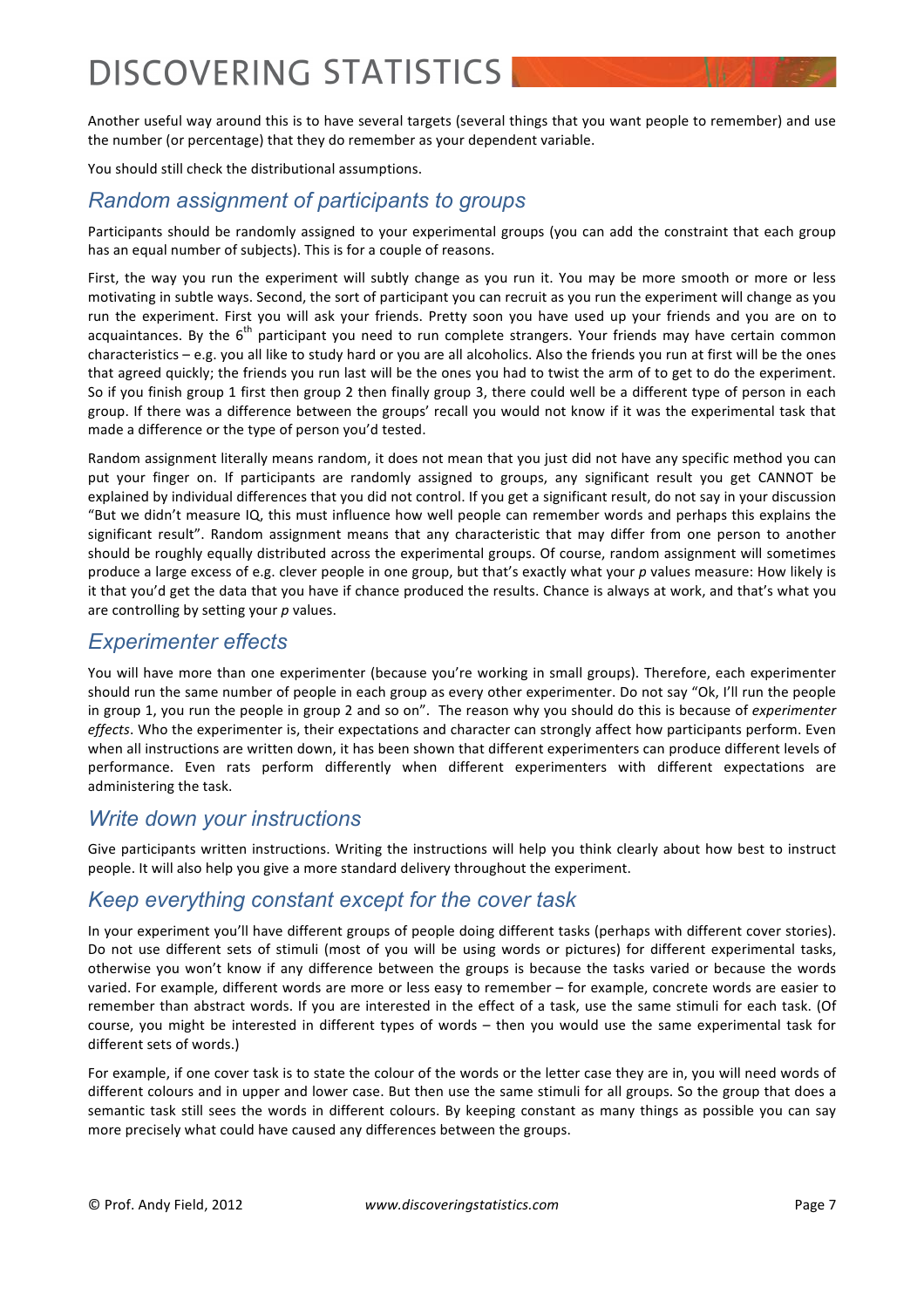Another useful way around this is to have several targets (several things that you want people to remember) and use the number (or percentage) that they do remember as your dependent variable.

You should still check the distributional assumptions.

## *Random assignment of participants to groups*

Participants should be randomly assigned to your experimental groups (you can add the constraint that each group has an equal number of subjects). This is for a couple of reasons.

First, the way you run the experiment will subtly change as you run it. You may be more smooth or more or less motivating in subtle ways. Second, the sort of participant you can recruit as you run the experiment will change as you run the experiment. First you will ask your friends. Pretty soon you have used up your friends and you are on to acquaintances. By the 6th participant you need to run complete strangers. Your friends may have certain common characteristics – e.g. you all like to study hard or you are all alcoholics. Also the friends you run at first will be the ones that agreed quickly; the friends you run last will be the ones you had to twist the arm of to get to do the experiment. So if you finish group 1 first then group 2 then finally group 3, there could well be a different type of person in each group. If there was a difference between the groups' recall you would not know if it was the experimental task that made a difference or the type of person you'd tested.

Random assignment literally means random, it does not mean that you just did not have any specific method you can put your finger on. If participants are randomly assigned to groups, any significant result you get CANNOT be explained by individual differences that you did not control. If you get a significant result, do not say in your discussion "But we didn't measure IQ, this must influence how well people can remember words and perhaps this explains the significant result". Random assignment means that any characteristic that may differ from one person to another should be roughly equally distributed across the experimental groups. Of course, random assignment will sometimes produce a large excess of e.g. clever people in one group, but that's exactly what your *p* values measure: How likely is it that you'd get the data that you have if chance produced the results. Chance is always at work, and that's what you are controlling by setting your *p* values.

## *Experimenter effects*

You will have more than one experimenter (because you're working in small groups). Therefore, each experimenter should run the same number of people in each group as every other experimenter. Do not say "Ok, I'll run the people in group 1, you run the people in group 2 and so on". The reason why you should do this is because of *experimenter effects*. Who the experimenter is, their expectations and character can strongly affect how participants perform. Even when all instructions are written down, it has been shown that different experimenters can produce different levels of performance. Even rats perform differently when different experimenters with different expectations are administering the task.

## *Write down your instructions*

Give participants written instructions. Writing the instructions will help you think clearly about how best to instruct people. It will also help you give a more standard delivery throughout the experiment.

## *Keep everything constant except for the cover task*

In your experiment you'll have different groups of people doing different tasks (perhaps with different cover stories). Do not use different sets of stimuli (most of you will be using words or pictures) for different experimental tasks, otherwise you won't know if any difference between the groups is because the tasks varied or because the words varied. For example, different words are more or less easy to remember – for example, concrete words are easier to remember than abstract words. If you are interested in the effect of a task, use the same stimuli for each task. (Of course, you might be interested in different types of words – then you would use the same experimental task for different sets of words.)

For example, if one cover task is to state the colour of the words or the letter case they are in, you will need words of different colours and in upper and lower case. But then use the same stimuli for all groups. So the group that does a semantic task still sees the words in different colours. By keeping constant as many things as possible you can say more precisely what could have caused any differences between the groups.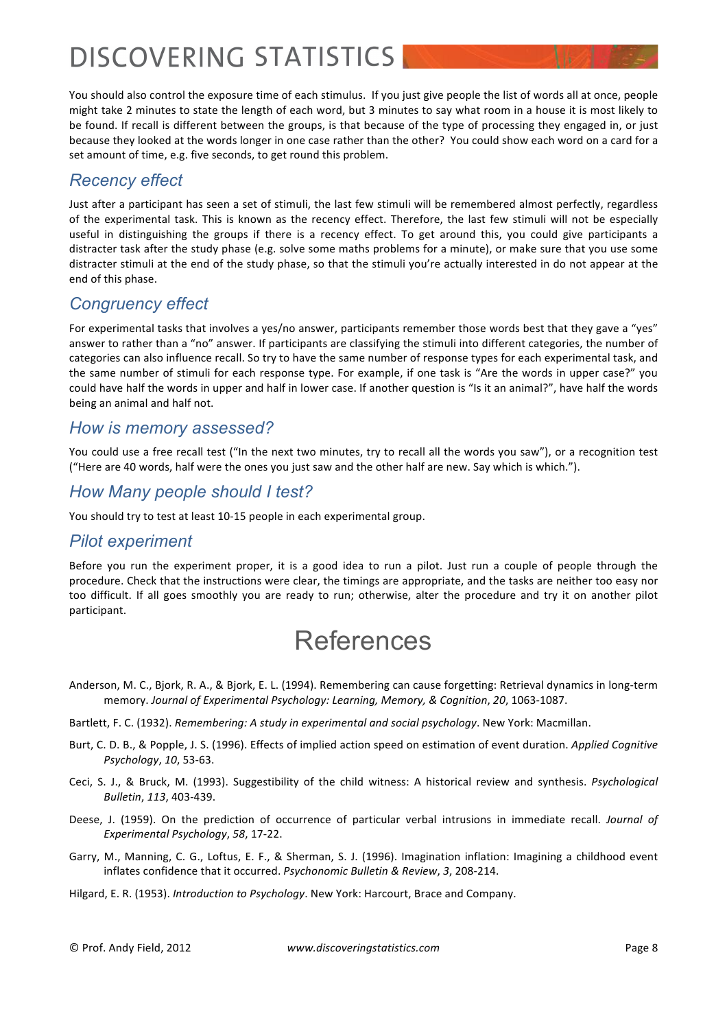You should also control the exposure time of each stimulus. If you just give people the list of words all at once, people might take 2 minutes to state the length of each word, but 3 minutes to say what room in a house it is most likely to be found. If recall is different between the groups, is that because of the type of processing they engaged in, or just because they looked at the words longer in one case rather than the other? You could show each word on a card for a set amount of time, e.g. five seconds, to get round this problem.

## Recency effect

Just after a participant has seen a set of stimuli, the last few stimuli will be remembered almost perfectly, regardless of the experimental task. This is known as the recency effect. Therefore, the last few stimuli will not be especially useful in distinguishing the groups if there is a recency effect. To get around this, you could give participants a distracter task after the study phase (e.g. solve some maths problems for a minute), or make sure that you use some distracter stimuli at the end of the study phase, so that the stimuli you're actually interested in do not appear at the end of this phase.

## Congruency effect

For experimental tasks that involves a yes/no answer, participants remember those words best that they gave a "yes" answer to rather than a "no" answer. If participants are classifying the stimuli into different categories, the number of categories can also influence recall. So try to have the same number of response types for each experimental task, and the same number of stimuli for each response type. For example, if one task is "Are the words in upper case?" you could have half the words in upper and half in lower case. If another question is "Is it an animal?", have half the words being an animal and half not.

## How is memory assessed?

You could use a free recall test ("In the next two minutes, try to recall all the words you saw"), or a recognition test ("Here are 40 words, half were the ones you just saw and the other half are new. Say which is which.").

## How Many people should I test?

You should try to test at least 10-15 people in each experimental group.

## Pilot experiment

Before you run the experiment proper, it is a good idea to run a pilot. Just run a couple of people through the procedure. Check that the instructions were clear, the timings are appropriate, and the tasks are neither too easy nor too difficult. If all goes smoothly you are ready to run; otherwise, alter the procedure and try it on another pilot participant.

# References

Anderson, M. C., Bjork, R. A., & Bjork, E. L. (1994). Remembering can cause forgetting: Retrieval dynamics in long-term memory. *Journal of Experimental Psychology: Learning, Memory, & Cognition*, *20*, 1063-1087.

Bartlett, F. C. (1932). *Remembering: A study in experimental and social psychology*. New York: Macmillan.

Burt, C. D. B., & Popple, J. S. (1996). Effects of implied action speed on estimation of event duration. *Applied Cognitive Psychology*, *10*, 53-63.

Ceci, S. J., & Bruck, M. (1993). Suggestibility of the child witness: A historical review and synthesis. *Psychological Bulletin*, *113*, 403-439.

Deese, J. (1959). On the prediction of occurrence of particular verbal intrusions in immediate recall. *Journal of Experimental Psychology*, *58*, 17-22.

Garry, M., Manning, C. G., Loftus, E. F., & Sherman, S. J. (1996). Imagination inflation: Imagining a childhood event inflates confidence that it occurred. *Psychonomic Bulletin & Review*, *3*, 208-214.

Hilgard, E. R. (1953). *Introduction to Psychology*. New York: Harcourt, Brace and Company.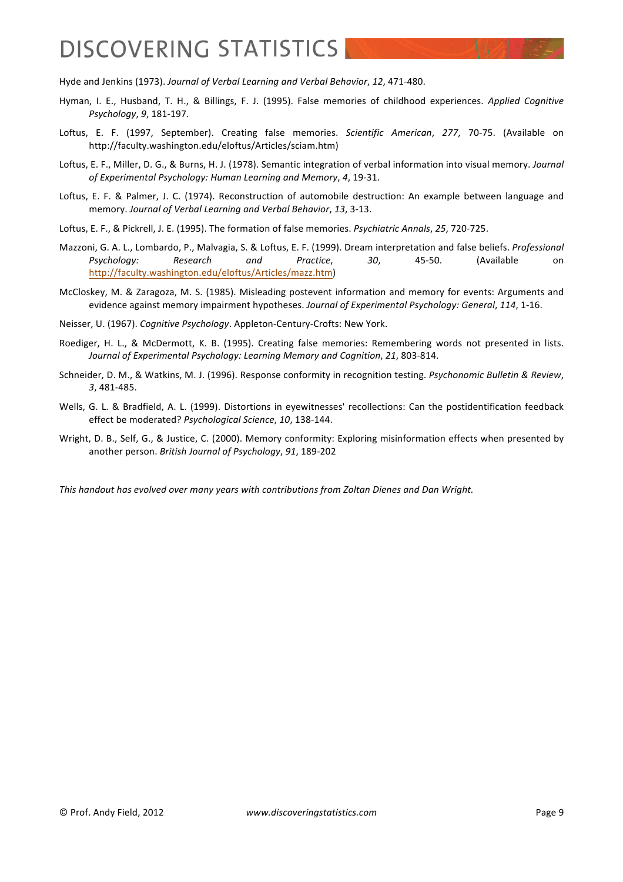Hyde and Jenkins (1973). *Journal of Verbal Learning and Verbal Behavior*, *12*, 471-480.

Hyman, I. E., Husband, T. H., & Billings, F. J. (1995). False memories of childhood experiences. *Applied Cognitive Psychology*, *9*, 181-197.

Loftus, E. F. (1997, September). Creating false memories. *Scientific American*, *277*, 70-75. (Available on http://faculty.washington.edu/eloftus/Articles/sciam.htm)

Loftus, E. F., Miller, D. G., & Burns, H. J. (1978). Semantic integration of verbal information into visual memory. *Journal of Experimental Psychology: Human Learning and Memory*, *4*, 19-31.

Loftus, E. F. & Palmer, J. C. (1974). Reconstruction of automobile destruction: An example between language and memory. *Journal of Verbal Learning and Verbal Behavior*, *13*, 3-13.

Loftus, E. F., & Pickrell, J. E. (1995). The formation of false memories. *Psychiatric Annals*, *25*, 720-725.

Mazzoni, G. A. L., Lombardo, P., Malvagia, S. & Loftus, E. F. (1999). Dream interpretation and false beliefs. *Professional Psychology: Research and Practice*, *30*, 45-50. (Available on http://faculty.washington.edu/eloftus/Articles/mazz.htm)

McCloskey, M. & Zaragoza, M. S. (1985). Misleading postevent information and memory for events: Arguments and evidence against memory impairment hypotheses. *Journal of Experimental Psychology: General*, *114*, 1-16.

Neisser, U. (1967). *Cognitive Psychology*. Appleton-Century-Crofts: New York.

Roediger, H. L., & McDermott, K. B. (1995). Creating false memories: Remembering words not presented in lists. *Journal of Experimental Psychology: Learning Memory and Cognition*, *21*, 803-814.

Schneider, D. M., & Watkins, M. J. (1996). Response conformity in recognition testing. *Psychonomic Bulletin & Review*, *3*, 481-485.

Wells, G. L. & Bradfield, A. L. (1999). Distortions in eyewitnesses' recollections: Can the postidentification feedback effect be moderated? *Psychological Science*, *10*, 138-144.

Wright, D. B., Self, G., & Justice, C. (2000). Memory conformity: Exploring misinformation effects when presented by another person. *British Journal of Psychology*, *91*, 189-202

*This handout has evolved over many years with contributions from Zoltan Dienes and Dan Wright.*